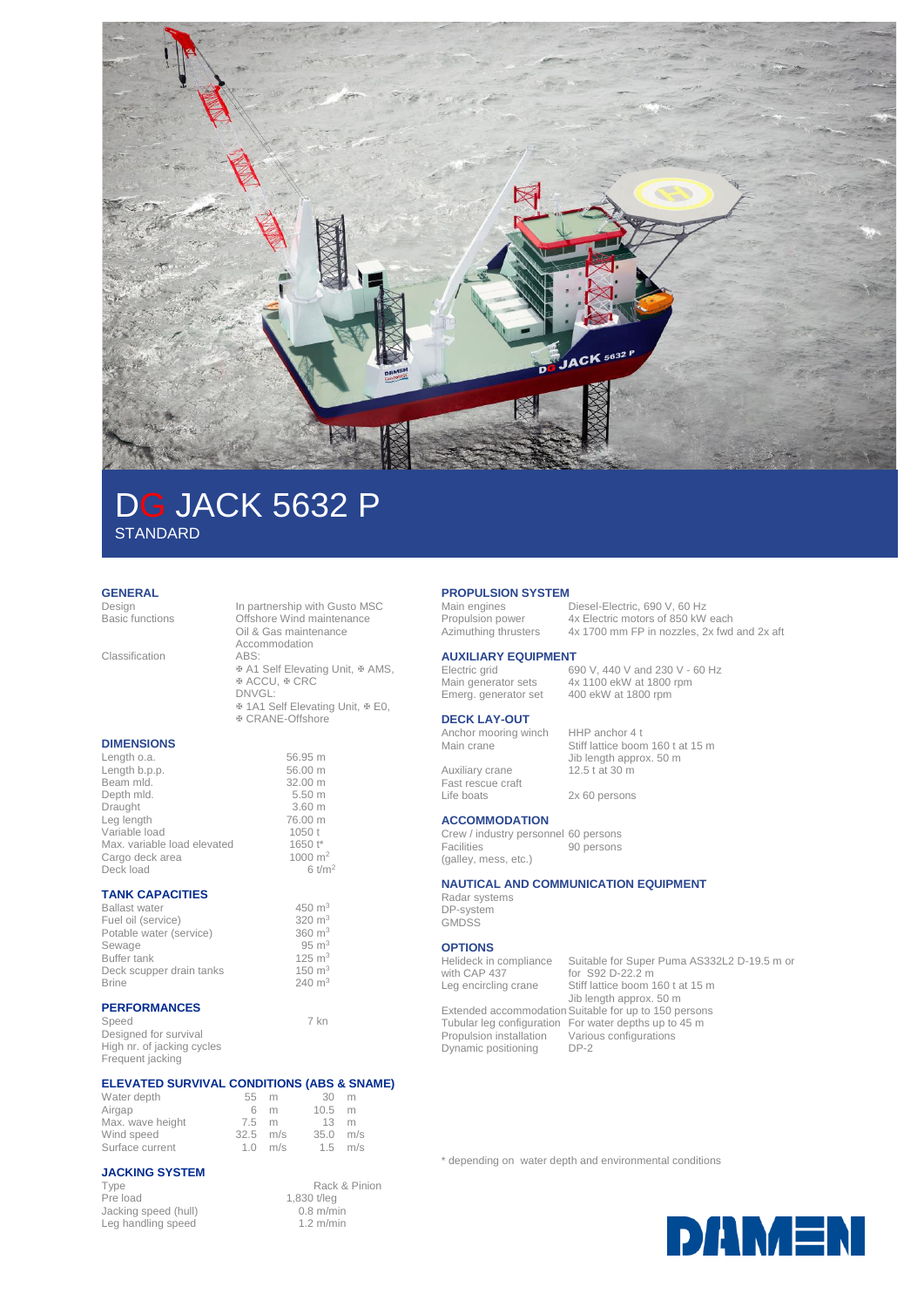# DG JACK 5632 P

STANDARD

## GENERAL

| | |
|---|---|
| Design | In partnership with Gusto MSC |
| Basic functions | Offshore Wind maintenance<br>Oil & Gas maintenance<br>Accommodation |
| Classification | ABS:<br>✠ A1 Self Elevating Unit, ✠ AMS, ✠ ACCU, ✠ CRC<br>DNVGL:<br>✠ 1A1 Self Elevating Unit, ✠ E0, ✠ CRANE-Offshore |

## DIMENSIONS

| | |
|---|---|
| Length o.a. | 56.95 m |
| Length b.p.p. | 56.00 m |
| Beam mld. | 32.00 m |
| Depth mld. | 5.50 m |
| Draught | 3.60 m |
| Leg length | 76.00 m |
| Variable load | 1050 t |
| Max. variable load elevated | 1650 t* |
| Cargo deck area | 1000 m$^2$ |
| Deck load | 6 t/m$^2$ |

## TANK CAPACITIES

| | |
|---|---|
| Ballast water | 450 m$^3$ |
| Fuel oil (service) | 320 m$^3$ |
| Potable water (service) | 360 m$^3$ |
| Sewage | 95 m$^3$ |
| Buffer tank | 125 m$^3$ |
| Deck scupper drain tanks | 150 m$^3$ |
| Brine | 240 m$^3$ |

## PERFORMANCES

| | |
|---|---|
| Speed | 7 kn |
| Designed for survival | |
| High nr. of jacking cycles | |
| Frequent jacking | |

## ELEVATED SURVIVAL CONDITIONS (ABS & SNAME)

| | | | | |
|---|---|---|---|---|
| Water depth | 55 | m | 30 | m |
| Airgap | 6 | m | 10.5 | m |
| Max. wave height | 7.5 | m | 13 | m |
| Wind speed | 32.5 | m/s | 35.0 | m/s |
| Surface current | 1.0 | m/s | 1.5 | m/s |

## JACKING SYSTEM

| | |
|---|---|
| Type | Rack & Pinion |
| Pre load | 1,830 t/leg |
| Jacking speed (hull) | 0.8 m/min |
| Leg handling speed | 1.2 m/min |

## PROPULSION SYSTEM

| | |
|---|---|
| Main engines | Diesel-Electric, 690 V, 60 Hz |
| Propulsion power | 4x Electric motors of 850 kW each |
| Azimuthing thrusters | 4x 1700 mm FP in nozzles, 2x fwd and 2x aft |

## AUXILIARY EQUIPMENT

| | |
|---|---|
| Electric grid | 690 V, 440 V and 230 V - 60 Hz |
| Main generator sets | 4x 1100 ekW at 1800 rpm |
| Emerg. generator set | 400 ekW at 1800 rpm |

## DECK LAY-OUT

| | |
|---|---|
| Anchor mooring winch | HHP anchor 4 t |
| Main crane | Stiff lattice boom 160 t at 15 m<br>Jib length approx. 50 m |
| Auxiliary crane | 12.5 t at 30 m |
| Fast rescue craft | |
| Life boats | 2x 60 persons |

## ACCOMMODATION

| | |
|---|---|
| Crew / industry personnel | 60 persons |
| Facilities (galley, mess, etc.) | 90 persons |

## NAUTICAL AND COMMUNICATION EQUIPMENT

Radar systems
DP-system
GMDSS

## OPTIONS

| | |
|---|---|
| Helideck in compliance with CAP 437 | Suitable for Super Puma AS332L2 D-19.5 m or for S92 D-22.2 m |
| Leg encircling crane | Stiff lattice boom 160 t at 15 m<br>Jib length approx. 50 m |
| Extended accommodation | Suitable for up to 150 persons |
| Tubular leg configuration | For water depths up to 45 m |
| Propulsion installation | Various configurations |
| Dynamic positioning | DP-2 |

* depending on water depth and environmental conditions

DAMEN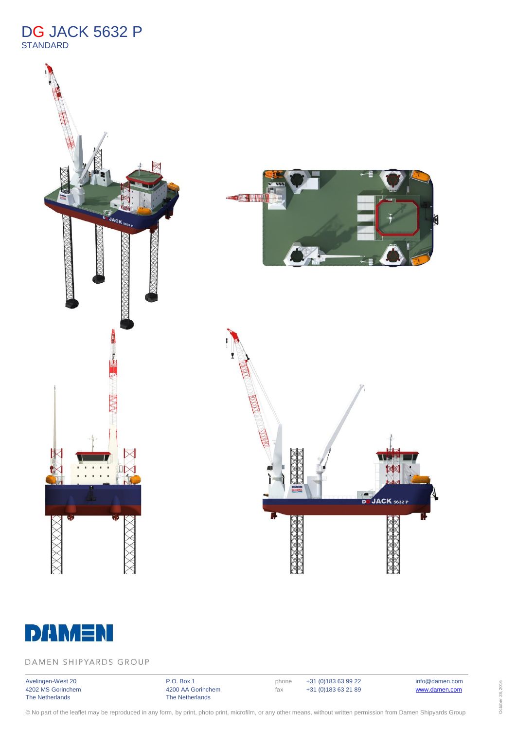# DG JACK 5632 P
STANDARD

DAMEN SHIPYARDS GROUP

Avelingen-West 20
4202 MS Gorinchem
The Netherlands

P.O. Box 1
4200 AA Gorinchem
The Netherlands

phone +31 (0)183 63 99 22
fax +31 (0)183 63 21 89

info@damen.com
www.damen.com

© No part of the leaflet may be reproduced in any form, by print, photo print, microfilm, or any other means, without written permission from Damen Shipyards Group

October 28, 2016